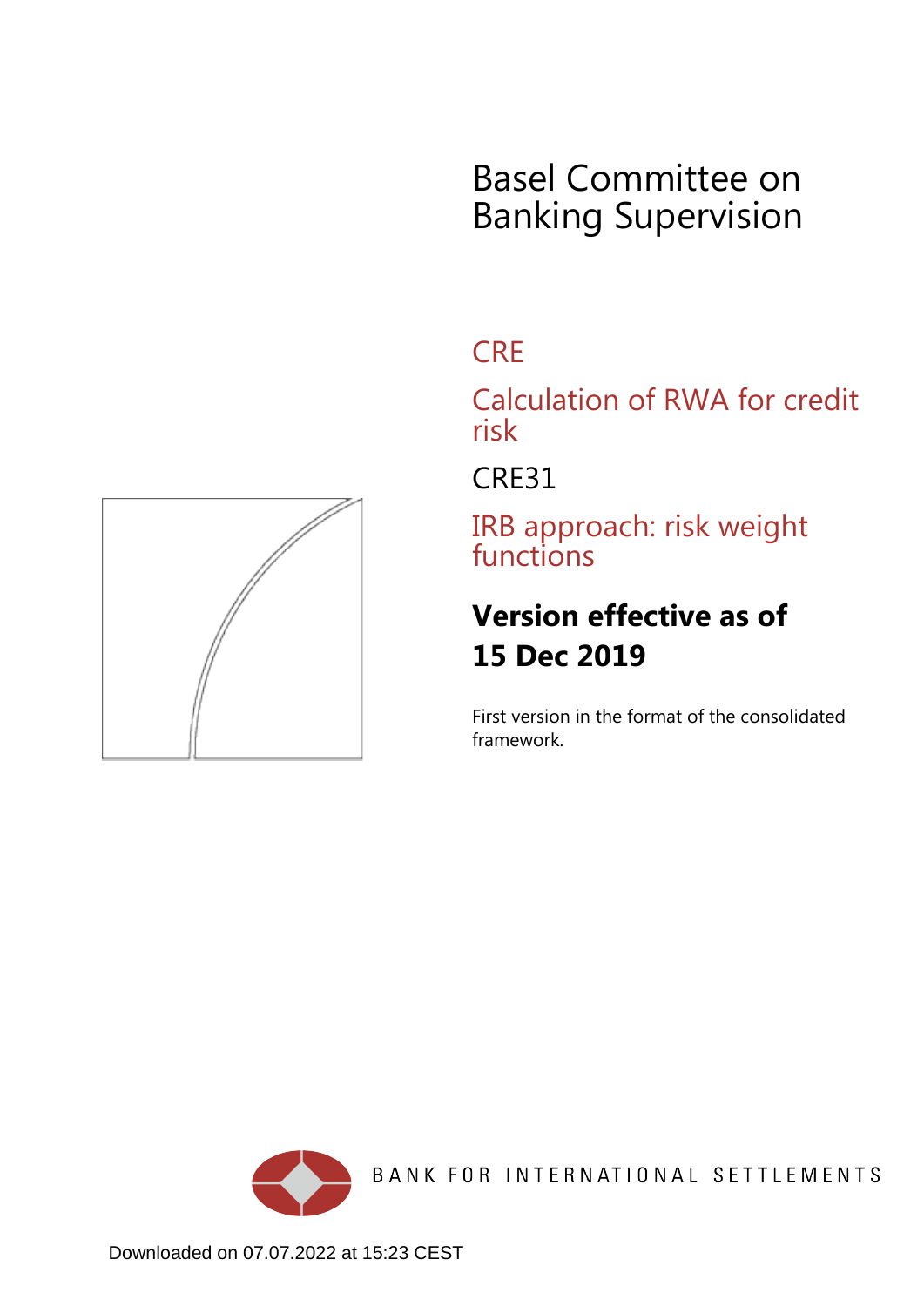# Basel Committee on Banking Supervision

## CRE

## Calculation of RWA for credit risk

## CRE31

## IRB approach: risk weight functions

**Version effective as of 15 Dec 2019**

First version in the format of the consolidated framework.

BANK FOR INTERNATIONAL SETTLEMENTS

Downloaded on 07.07.2022 at 15:23 CEST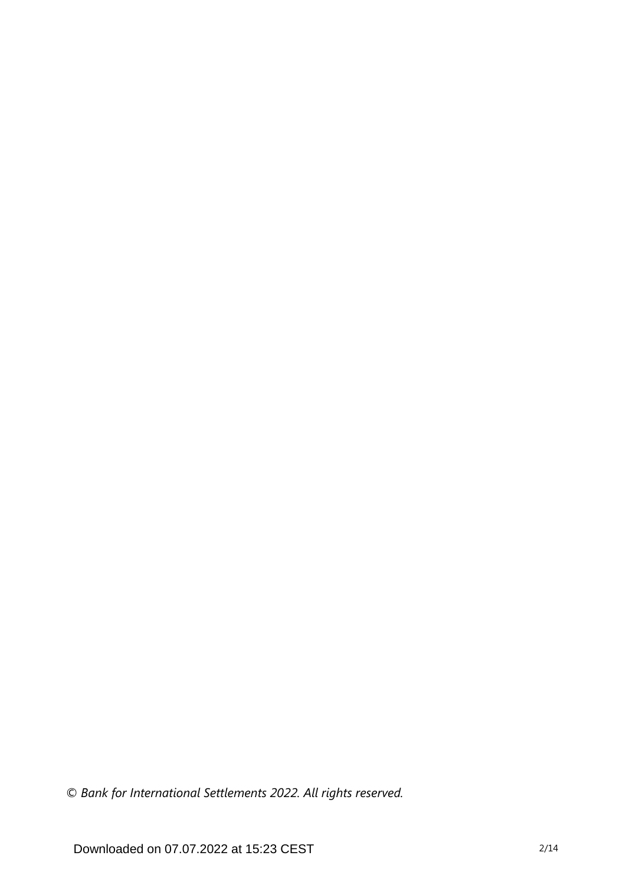*© Bank for International Settlements 2022. All rights reserved.*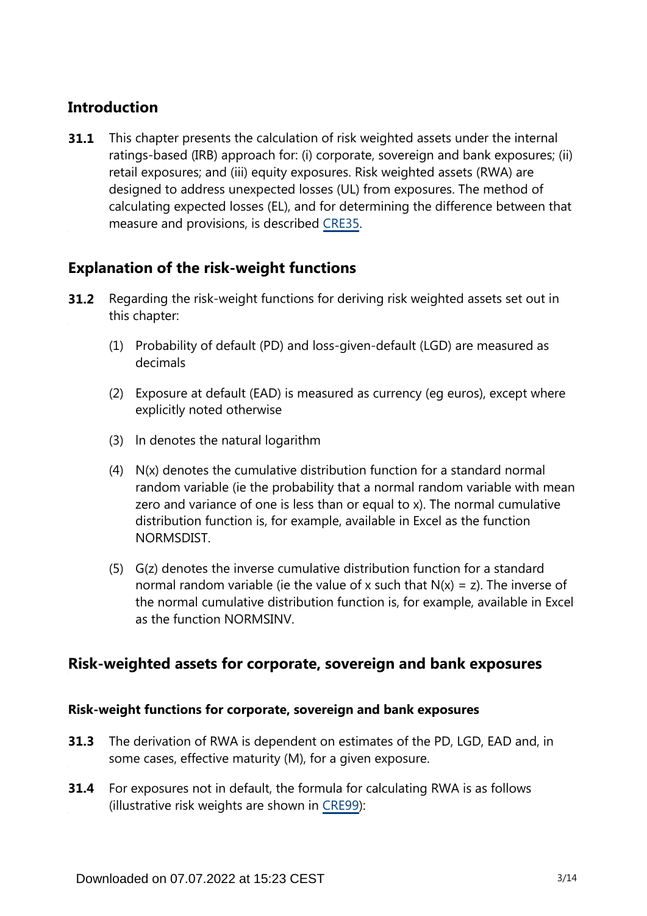## Introduction

**31.1** This chapter presents the calculation of risk weighted assets under the internal ratings-based (IRB) approach for: (i) corporate, sovereign and bank exposures; (ii) retail exposures; and (iii) equity exposures. Risk weighted assets (RWA) are designed to address unexpected losses (UL) from exposures. The method of calculating expected losses (EL), and for determining the difference between that measure and provisions, is described CRE35.

## Explanation of the risk-weight functions

**31.2** Regarding the risk-weight functions for deriving risk weighted assets set out in this chapter:

(1) Probability of default (PD) and loss-given-default (LGD) are measured as decimals

(2) Exposure at default (EAD) is measured as currency (eg euros), except where explicitly noted otherwise

(3) ln denotes the natural logarithm

(4) N(x) denotes the cumulative distribution function for a standard normal random variable (ie the probability that a normal random variable with mean zero and variance of one is less than or equal to x). The normal cumulative distribution function is, for example, available in Excel as the function NORMSDIST.

(5) G(z) denotes the inverse cumulative distribution function for a standard normal random variable (ie the value of x such that N(x) = z). The inverse of the normal cumulative distribution function is, for example, available in Excel as the function NORMSINV.

## Risk-weighted assets for corporate, sovereign and bank exposures

### Risk-weight functions for corporate, sovereign and bank exposures

**31.3** The derivation of RWA is dependent on estimates of the PD, LGD, EAD and, in some cases, effective maturity (M), for a given exposure.

**31.4** For exposures not in default, the formula for calculating RWA is as follows (illustrative risk weights are shown in CRE99):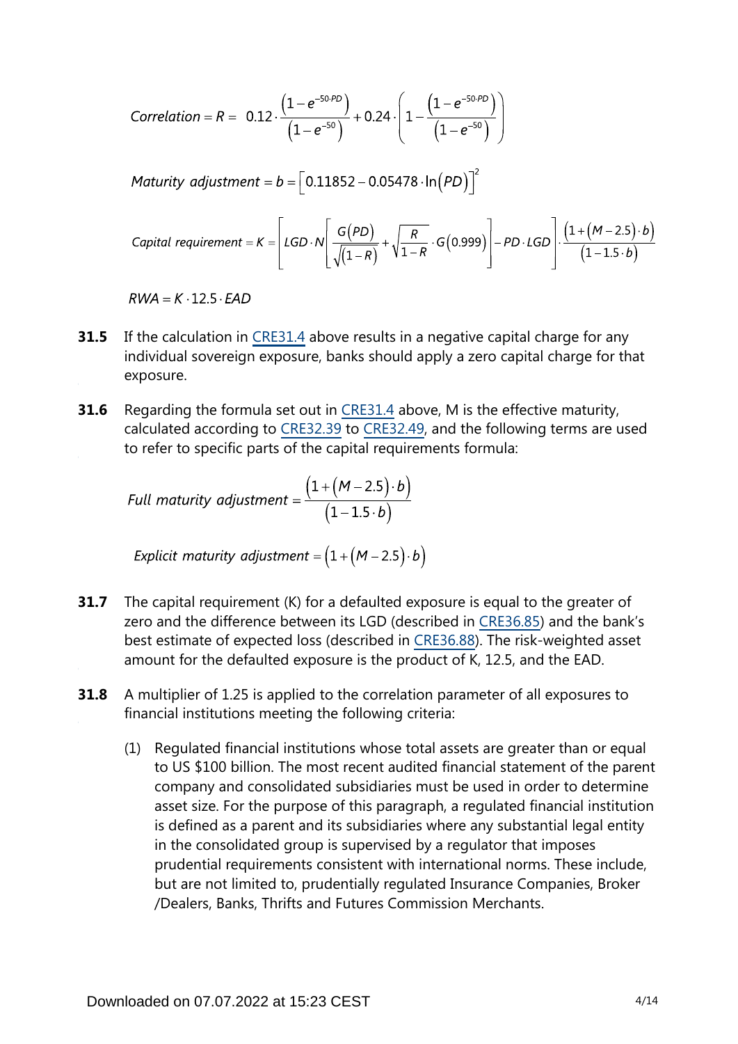$$Correlation = R = 0.12 \cdot \frac{\left(1-e^{-50 \cdot PD}\right)}{\left(1-e^{-50}\right)} + 0.24 \cdot \left(1 - \frac{\left(1-e^{-50 \cdot PD}\right)}{\left(1-e^{-50}\right)}\right)$$

$$Maturity\ adjustment = b = \left[0.11852 - 0.05478 \cdot \ln\left(PD\right)\right]^2$$

$$Capital\ requirement = K = \left[LGD \cdot N\left[\frac{G\left(PD\right)}{\sqrt{\left(1-R\right)}} + \sqrt{\frac{R}{1-R}} \cdot G\left(0.999\right)\right] - PD \cdot LGD\right] \cdot \frac{\left(1+\left(M-2.5\right) \cdot b\right)}{\left(1-1.5 \cdot b\right)}$$

$$RWA = K \cdot 12.5 \cdot EAD$$

**31.5** If the calculation in CRE31.4 above results in a negative capital charge for any individual sovereign exposure, banks should apply a zero capital charge for that exposure.

**31.6** Regarding the formula set out in CRE31.4 above, M is the effective maturity, calculated according to CRE32.39 to CRE32.49, and the following terms are used to refer to specific parts of the capital requirements formula:

$$Full\ maturity\ adjustment = \frac{\left(1+\left(M-2.5\right) \cdot b\right)}{\left(1-1.5 \cdot b\right)}$$

$$Explicit\ maturity\ adjustment = \left(1+\left(M-2.5\right) \cdot b\right)$$

**31.7** The capital requirement (K) for a defaulted exposure is equal to the greater of zero and the difference between its LGD (described in CRE36.85) and the bank's best estimate of expected loss (described in CRE36.88). The risk-weighted asset amount for the defaulted exposure is the product of K, 12.5, and the EAD.

**31.8** A multiplier of 1.25 is applied to the correlation parameter of all exposures to financial institutions meeting the following criteria:

(1) Regulated financial institutions whose total assets are greater than or equal to US $100 billion. The most recent audited financial statement of the parent company and consolidated subsidiaries must be used in order to determine asset size. For the purpose of this paragraph, a regulated financial institution is defined as a parent and its subsidiaries where any substantial legal entity in the consolidated group is supervised by a regulator that imposes prudential requirements consistent with international norms. These include, but are not limited to, prudentially regulated Insurance Companies, Broker/Dealers, Banks, Thrifts and Futures Commission Merchants.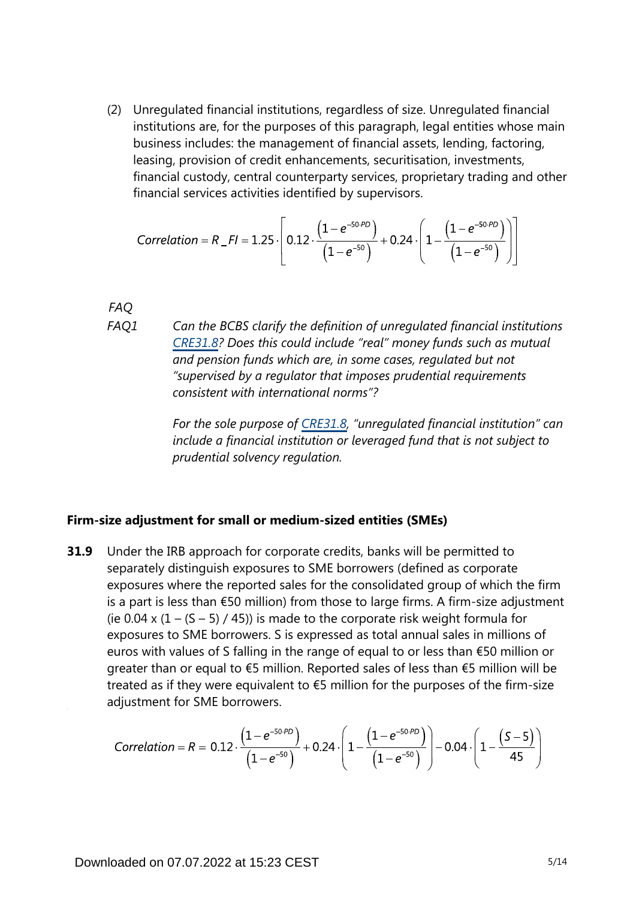(2) Unregulated financial institutions, regardless of size. Unregulated financial institutions are, for the purposes of this paragraph, legal entities whose main business includes: the management of financial assets, lending, factoring, leasing, provision of credit enhancements, securitisation, investments, financial custody, central counterparty services, proprietary trading and other financial services activities identified by supervisors.

$$Correlation = R\_FI = 1.25 \cdot \left[ 0.12 \cdot \frac{\left(1 - e^{-50 \cdot PD}\right)}{\left(1 - e^{-50}\right)} + 0.24 \cdot \left( 1 - \frac{\left(1 - e^{-50 \cdot PD}\right)}{\left(1 - e^{-50}\right)} \right) \right]$$

*FAQ*

*FAQ1* *Can the BCBS clarify the definition of unregulated financial institutions CRE31.8? Does this could include "real" money funds such as mutual and pension funds which are, in some cases, regulated but not "supervised by a regulator that imposes prudential requirements consistent with international norms"?*

*For the sole purpose of CRE31.8, "unregulated financial institution" can include a financial institution or leveraged fund that is not subject to prudential solvency regulation.*

### Firm-size adjustment for small or medium-sized entities (SMEs)

**31.9** Under the IRB approach for corporate credits, banks will be permitted to separately distinguish exposures to SME borrowers (defined as corporate exposures where the reported sales for the consolidated group of which the firm is a part is less than €50 million) from those to large firms. A firm-size adjustment (ie 0.04 x (1 – (S – 5) / 45)) is made to the corporate risk weight formula for exposures to SME borrowers. S is expressed as total annual sales in millions of euros with values of S falling in the range of equal to or less than €50 million or greater than or equal to €5 million. Reported sales of less than €5 million will be treated as if they were equivalent to €5 million for the purposes of the firm-size adjustment for SME borrowers.

$$Correlation = R = 0.12 \cdot \frac{\left(1 - e^{-50 \cdot PD}\right)}{\left(1 - e^{-50}\right)} + 0.24 \cdot \left( 1 - \frac{\left(1 - e^{-50 \cdot PD}\right)}{\left(1 - e^{-50}\right)} \right) - 0.04 \cdot \left( 1 - \frac{\left(S - 5\right)}{45} \right)$$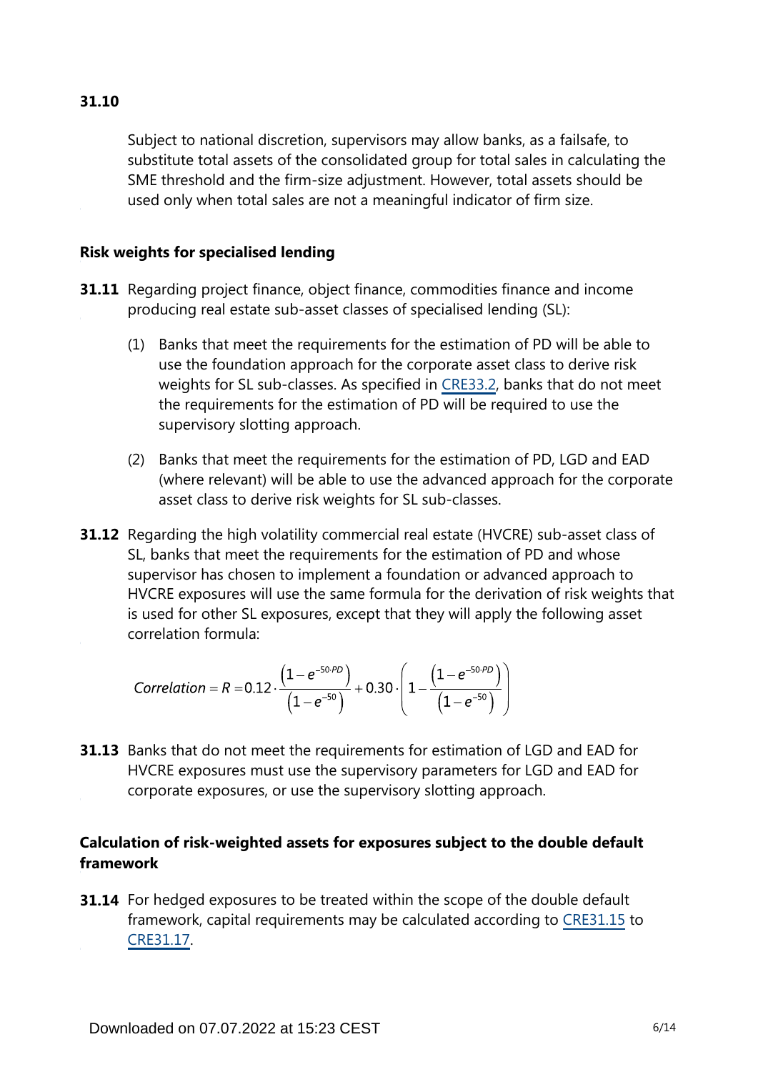**31.10**

Subject to national discretion, supervisors may allow banks, as a failsafe, to substitute total assets of the consolidated group for total sales in calculating the SME threshold and the firm-size adjustment. However, total assets should be used only when total sales are not a meaningful indicator of firm size.

### Risk weights for specialised lending

**31.11** Regarding project finance, object finance, commodities finance and income producing real estate sub-asset classes of specialised lending (SL):

(1) Banks that meet the requirements for the estimation of PD will be able to use the foundation approach for the corporate asset class to derive risk weights for SL sub-classes. As specified in CRE33.2, banks that do not meet the requirements for the estimation of PD will be required to use the supervisory slotting approach.

(2) Banks that meet the requirements for the estimation of PD, LGD and EAD (where relevant) will be able to use the advanced approach for the corporate asset class to derive risk weights for SL sub-classes.

**31.12** Regarding the high volatility commercial real estate (HVCRE) sub-asset class of SL, banks that meet the requirements for the estimation of PD and whose supervisor has chosen to implement a foundation or advanced approach to HVCRE exposures will use the same formula for the derivation of risk weights that is used for other SL exposures, except that they will apply the following asset correlation formula:

$$Correlation = R = 0.12 \cdot \frac{\left(1-e^{-50 \cdot PD}\right)}{\left(1-e^{-50}\right)} + 0.30 \cdot \left(1 - \frac{\left(1-e^{-50 \cdot PD}\right)}{\left(1-e^{-50}\right)}\right)$$

**31.13** Banks that do not meet the requirements for estimation of LGD and EAD for HVCRE exposures must use the supervisory parameters for LGD and EAD for corporate exposures, or use the supervisory slotting approach.

### Calculation of risk-weighted assets for exposures subject to the double default framework

**31.14** For hedged exposures to be treated within the scope of the double default framework, capital requirements may be calculated according to CRE31.15 to CRE31.17.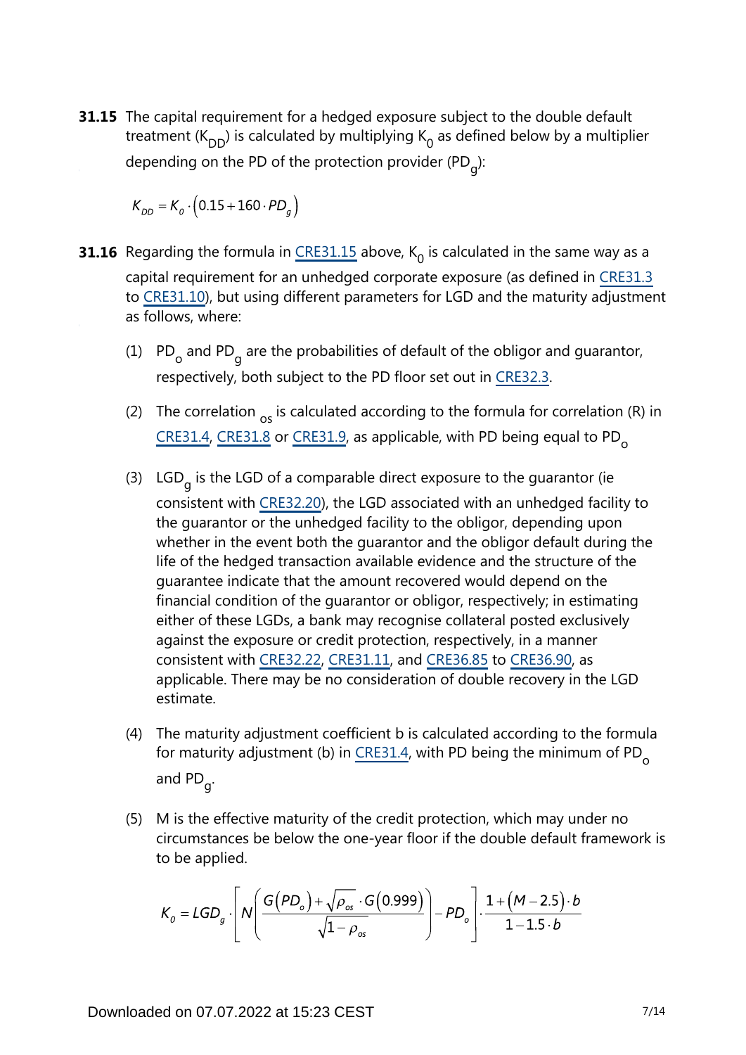**31.15** The capital requirement for a hedged exposure subject to the double default treatment ($K_{DD}$) is calculated by multiplying $K_0$ as defined below by a multiplier depending on the PD of the protection provider ($PD_g$):

$$K_{DD} = K_0 \cdot \left(0.15 + 160 \cdot PD_g\right)$$

**31.16** Regarding the formula in CRE31.15 above, $K_0$ is calculated in the same way as a capital requirement for an unhedged corporate exposure (as defined in CRE31.3 to CRE31.10), but using different parameters for LGD and the maturity adjustment as follows, where:

(1) $PD_o$ and $PD_g$ are the probabilities of default of the obligor and guarantor, respectively, both subject to the PD floor set out in CRE32.3.

(2) The correlation $_{os}$ is calculated according to the formula for correlation (R) in CRE31.4, CRE31.8 or CRE31.9, as applicable, with PD being equal to $PD_o$

(3) $LGD_g$ is the LGD of a comparable direct exposure to the guarantor (ie consistent with CRE32.20), the LGD associated with an unhedged facility to the guarantor or the unhedged facility to the obligor, depending upon whether in the event both the guarantor and the obligor default during the life of the hedged transaction available evidence and the structure of the guarantee indicate that the amount recovered would depend on the financial condition of the guarantor or obligor, respectively; in estimating either of these LGDs, a bank may recognise collateral posted exclusively against the exposure or credit protection, respectively, in a manner consistent with CRE32.22, CRE31.11, and CRE36.85 to CRE36.90, as applicable. There may be no consideration of double recovery in the LGD estimate.

(4) The maturity adjustment coefficient b is calculated according to the formula for maturity adjustment (b) in CRE31.4, with PD being the minimum of $PD_o$ and $PD_g$.

(5) M is the effective maturity of the credit protection, which may under no circumstances be below the one-year floor if the double default framework is to be applied.

$$K_0 = LGD_g \cdot \left[ N\left( \frac{G\left(PD_o\right) + \sqrt{\rho_{os}} \cdot G\left(0.999\right)}{\sqrt{1-\rho_{os}}} \right) - PD_o \right] \cdot \frac{1+\left(M-2.5\right)\cdot b}{1-1.5\cdot b}$$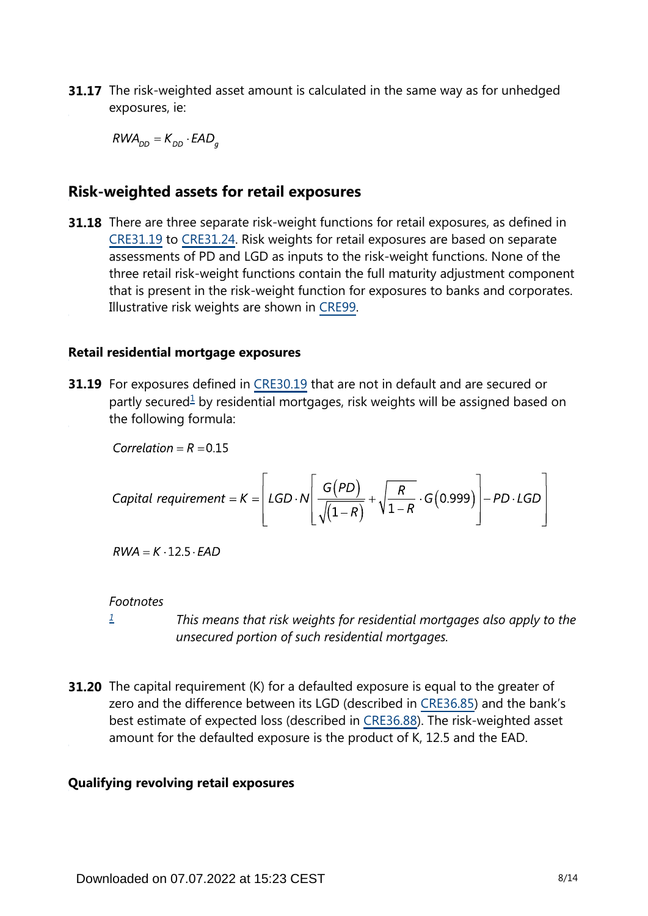**31.17** The risk-weighted asset amount is calculated in the same way as for unhedged exposures, ie:

$$RWA_{DD} = K_{DD} \cdot EAD_g$$

## Risk-weighted assets for retail exposures

**31.18** There are three separate risk-weight functions for retail exposures, as defined in CRE31.19 to CRE31.24. Risk weights for retail exposures are based on separate assessments of PD and LGD as inputs to the risk-weight functions. None of the three retail risk-weight functions contain the full maturity adjustment component that is present in the risk-weight function for exposures to banks and corporates. Illustrative risk weights are shown in CRE99.

### Retail residential mortgage exposures

**31.19** For exposures defined in CRE30.19 that are not in default and are secured or partly secured[1] by residential mortgages, risk weights will be assigned based on the following formula:

$$Correlation = R = 0.15$$

$$Capital\ requirement = K = \left[ LGD \cdot N\left[ \frac{G(PD)}{\sqrt{(1-R)}} + \sqrt{\frac{R}{1-R}} \cdot G(0.999) \right] - PD \cdot LGD \right]$$

$$RWA = K \cdot 12.5 \cdot EAD$$

*Footnotes*

[1] *This means that risk weights for residential mortgages also apply to the unsecured portion of such residential mortgages.*

**31.20** The capital requirement (K) for a defaulted exposure is equal to the greater of zero and the difference between its LGD (described in CRE36.85) and the bank's best estimate of expected loss (described in CRE36.88). The risk-weighted asset amount for the defaulted exposure is the product of K, 12.5 and the EAD.

### Qualifying revolving retail exposures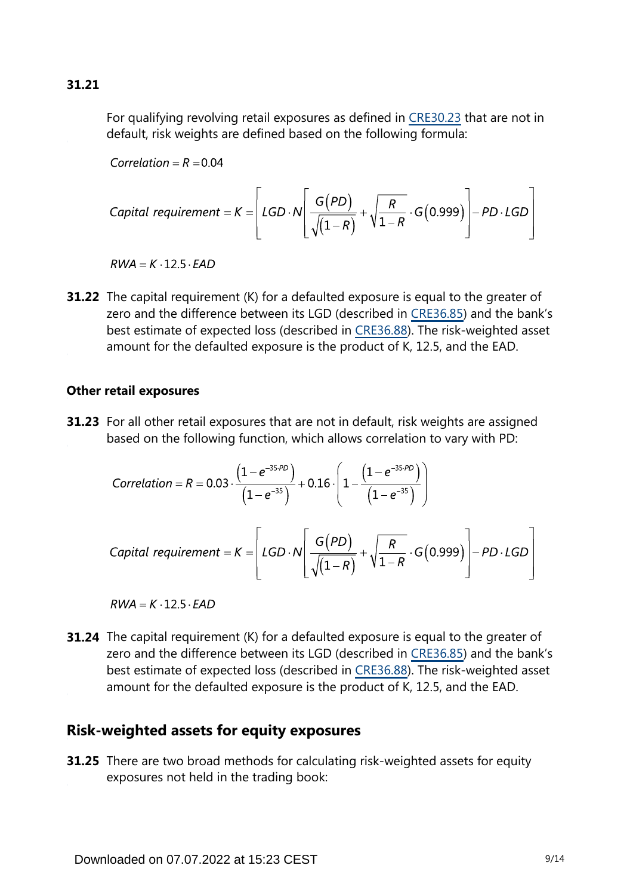**31.21** For qualifying revolving retail exposures as defined in CRE30.23 that are not in default, risk weights are defined based on the following formula:

$$Correlation = R = 0.04$$

$$Capital\ requirement = K = \left[ LGD \cdot N\left[ \frac{G(PD)}{\sqrt{(1-R)}} + \sqrt{\frac{R}{1-R}} \cdot G(0.999) \right] - PD \cdot LGD \right]$$

$$RWA = K \cdot 12.5 \cdot EAD$$

**31.22** The capital requirement (K) for a defaulted exposure is equal to the greater of zero and the difference between its LGD (described in CRE36.85) and the bank's best estimate of expected loss (described in CRE36.88). The risk-weighted asset amount for the defaulted exposure is the product of K, 12.5, and the EAD.

### Other retail exposures

**31.23** For all other retail exposures that are not in default, risk weights are assigned based on the following function, which allows correlation to vary with PD:

$$Correlation = R = 0.03 \cdot \frac{\left(1-e^{-35 \cdot PD}\right)}{\left(1-e^{-35}\right)} + 0.16 \cdot \left(1 - \frac{\left(1-e^{-35 \cdot PD}\right)}{\left(1-e^{-35}\right)}\right)$$

$$Capital\ requirement = K = \left[ LGD \cdot N\left[ \frac{G(PD)}{\sqrt{(1-R)}} + \sqrt{\frac{R}{1-R}} \cdot G(0.999) \right] - PD \cdot LGD \right]$$

$$RWA = K \cdot 12.5 \cdot EAD$$

**31.24** The capital requirement (K) for a defaulted exposure is equal to the greater of zero and the difference between its LGD (described in CRE36.85) and the bank's best estimate of expected loss (described in CRE36.88). The risk-weighted asset amount for the defaulted exposure is the product of K, 12.5, and the EAD.

## Risk-weighted assets for equity exposures

**31.25** There are two broad methods for calculating risk-weighted assets for equity exposures not held in the trading book: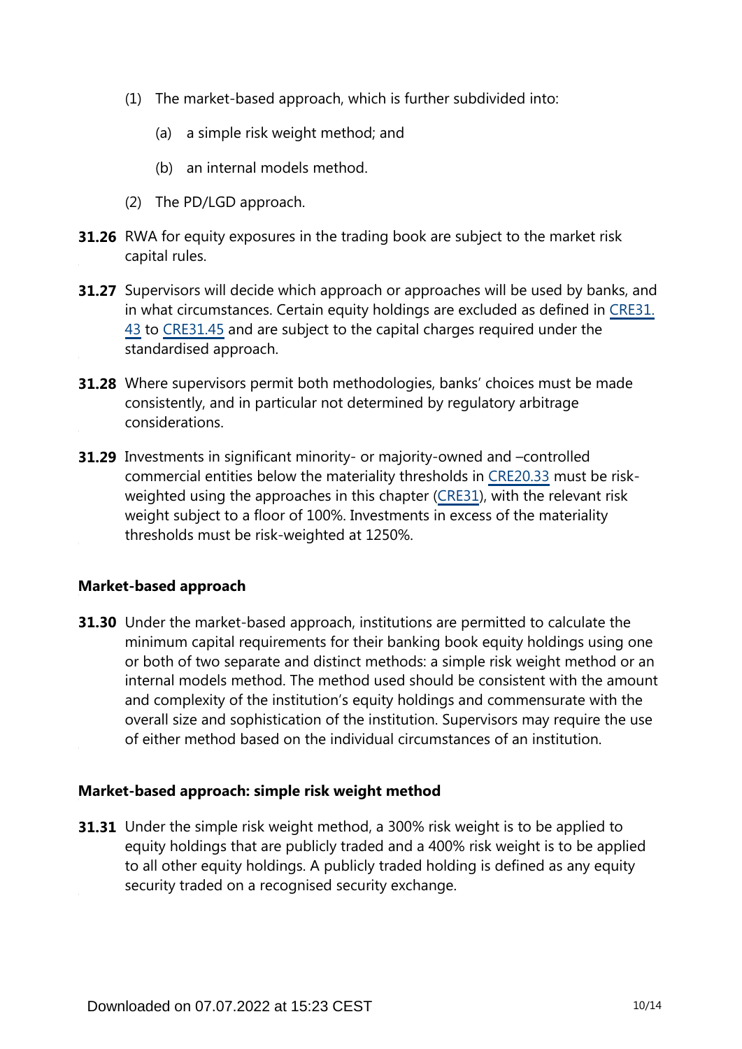(1) The market-based approach, which is further subdivided into:

   (a) a simple risk weight method; and

   (b) an internal models method.

(2) The PD/LGD approach.

**31.26** RWA for equity exposures in the trading book are subject to the market risk capital rules.

**31.27** Supervisors will decide which approach or approaches will be used by banks, and in what circumstances. Certain equity holdings are excluded as defined in CRE31.43 to CRE31.45 and are subject to the capital charges required under the standardised approach.

**31.28** Where supervisors permit both methodologies, banks' choices must be made consistently, and in particular not determined by regulatory arbitrage considerations.

**31.29** Investments in significant minority- or majority-owned and –controlled commercial entities below the materiality thresholds in CRE20.33 must be risk-weighted using the approaches in this chapter (CRE31), with the relevant risk weight subject to a floor of 100%. Investments in excess of the materiality thresholds must be risk-weighted at 1250%.

### Market-based approach

**31.30** Under the market-based approach, institutions are permitted to calculate the minimum capital requirements for their banking book equity holdings using one or both of two separate and distinct methods: a simple risk weight method or an internal models method. The method used should be consistent with the amount and complexity of the institution's equity holdings and commensurate with the overall size and sophistication of the institution. Supervisors may require the use of either method based on the individual circumstances of an institution.

### Market-based approach: simple risk weight method

**31.31** Under the simple risk weight method, a 300% risk weight is to be applied to equity holdings that are publicly traded and a 400% risk weight is to be applied to all other equity holdings. A publicly traded holding is defined as any equity security traded on a recognised security exchange.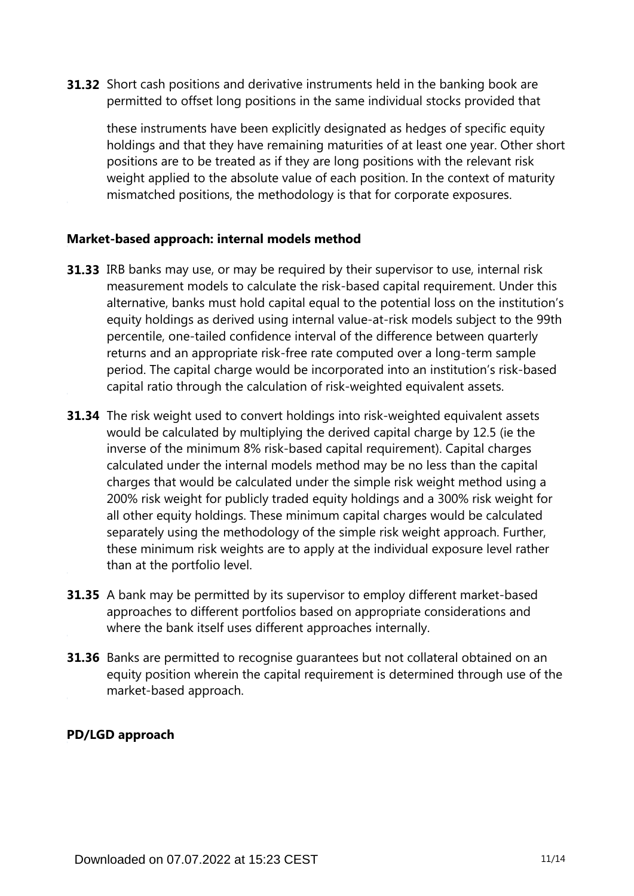**31.32** Short cash positions and derivative instruments held in the banking book are permitted to offset long positions in the same individual stocks provided that

these instruments have been explicitly designated as hedges of specific equity holdings and that they have remaining maturities of at least one year. Other short positions are to be treated as if they are long positions with the relevant risk weight applied to the absolute value of each position. In the context of maturity mismatched positions, the methodology is that for corporate exposures.

### Market-based approach: internal models method

**31.33** IRB banks may use, or may be required by their supervisor to use, internal risk measurement models to calculate the risk-based capital requirement. Under this alternative, banks must hold capital equal to the potential loss on the institution's equity holdings as derived using internal value-at-risk models subject to the 99th percentile, one-tailed confidence interval of the difference between quarterly returns and an appropriate risk-free rate computed over a long-term sample period. The capital charge would be incorporated into an institution's risk-based capital ratio through the calculation of risk-weighted equivalent assets.

**31.34** The risk weight used to convert holdings into risk-weighted equivalent assets would be calculated by multiplying the derived capital charge by 12.5 (ie the inverse of the minimum 8% risk-based capital requirement). Capital charges calculated under the internal models method may be no less than the capital charges that would be calculated under the simple risk weight method using a 200% risk weight for publicly traded equity holdings and a 300% risk weight for all other equity holdings. These minimum capital charges would be calculated separately using the methodology of the simple risk weight approach. Further, these minimum risk weights are to apply at the individual exposure level rather than at the portfolio level.

**31.35** A bank may be permitted by its supervisor to employ different market-based approaches to different portfolios based on appropriate considerations and where the bank itself uses different approaches internally.

**31.36** Banks are permitted to recognise guarantees but not collateral obtained on an equity position wherein the capital requirement is determined through use of the market-based approach.

### PD/LGD approach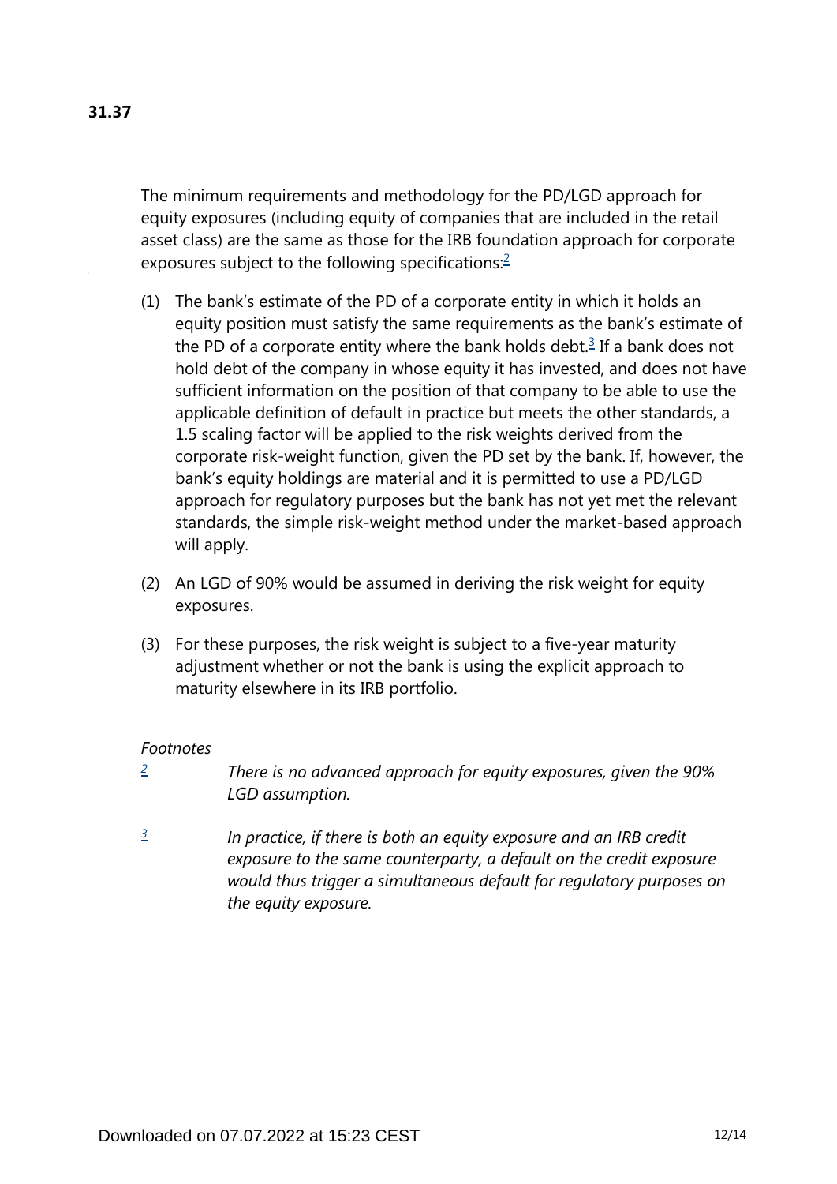**31.37**

The minimum requirements and methodology for the PD/LGD approach for equity exposures (including equity of companies that are included in the retail asset class) are the same as those for the IRB foundation approach for corporate exposures subject to the following specifications:[2]

(1) The bank's estimate of the PD of a corporate entity in which it holds an equity position must satisfy the same requirements as the bank's estimate of the PD of a corporate entity where the bank holds debt.[3] If a bank does not hold debt of the company in whose equity it has invested, and does not have sufficient information on the position of that company to be able to use the applicable definition of default in practice but meets the other standards, a 1.5 scaling factor will be applied to the risk weights derived from the corporate risk-weight function, given the PD set by the bank. If, however, the bank's equity holdings are material and it is permitted to use a PD/LGD approach for regulatory purposes but the bank has not yet met the relevant standards, the simple risk-weight method under the market-based approach will apply.

(2) An LGD of 90% would be assumed in deriving the risk weight for equity exposures.

(3) For these purposes, the risk weight is subject to a five-year maturity adjustment whether or not the bank is using the explicit approach to maturity elsewhere in its IRB portfolio.

*Footnotes*

[2] *There is no advanced approach for equity exposures, given the 90% LGD assumption.*

[3] *In practice, if there is both an equity exposure and an IRB credit exposure to the same counterparty, a default on the credit exposure would thus trigger a simultaneous default for regulatory purposes on the equity exposure.*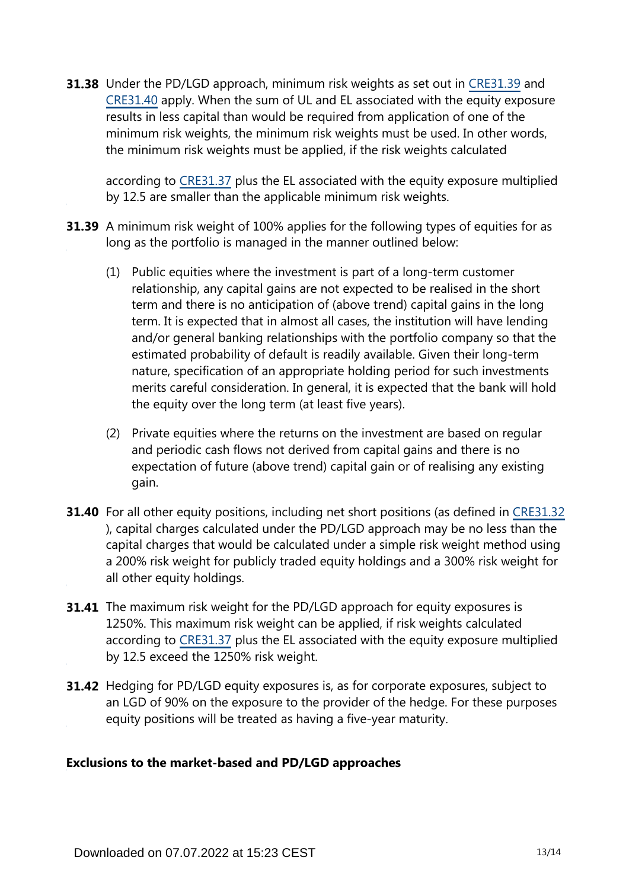**31.38** Under the PD/LGD approach, minimum risk weights as set out in CRE31.39 and CRE31.40 apply. When the sum of UL and EL associated with the equity exposure results in less capital than would be required from application of one of the minimum risk weights, the minimum risk weights must be used. In other words, the minimum risk weights must be applied, if the risk weights calculated according to CRE31.37 plus the EL associated with the equity exposure multiplied by 12.5 are smaller than the applicable minimum risk weights.

**31.39** A minimum risk weight of 100% applies for the following types of equities for as long as the portfolio is managed in the manner outlined below:

(1) Public equities where the investment is part of a long-term customer relationship, any capital gains are not expected to be realised in the short term and there is no anticipation of (above trend) capital gains in the long term. It is expected that in almost all cases, the institution will have lending and/or general banking relationships with the portfolio company so that the estimated probability of default is readily available. Given their long-term nature, specification of an appropriate holding period for such investments merits careful consideration. In general, it is expected that the bank will hold the equity over the long term (at least five years).

(2) Private equities where the returns on the investment are based on regular and periodic cash flows not derived from capital gains and there is no expectation of future (above trend) capital gain or of realising any existing gain.

**31.40** For all other equity positions, including net short positions (as defined in CRE31.32), capital charges calculated under the PD/LGD approach may be no less than the capital charges that would be calculated under a simple risk weight method using a 200% risk weight for publicly traded equity holdings and a 300% risk weight for all other equity holdings.

**31.41** The maximum risk weight for the PD/LGD approach for equity exposures is 1250%. This maximum risk weight can be applied, if risk weights calculated according to CRE31.37 plus the EL associated with the equity exposure multiplied by 12.5 exceed the 1250% risk weight.

**31.42** Hedging for PD/LGD equity exposures is, as for corporate exposures, subject to an LGD of 90% on the exposure to the provider of the hedge. For these purposes equity positions will be treated as having a five-year maturity.

### Exclusions to the market-based and PD/LGD approaches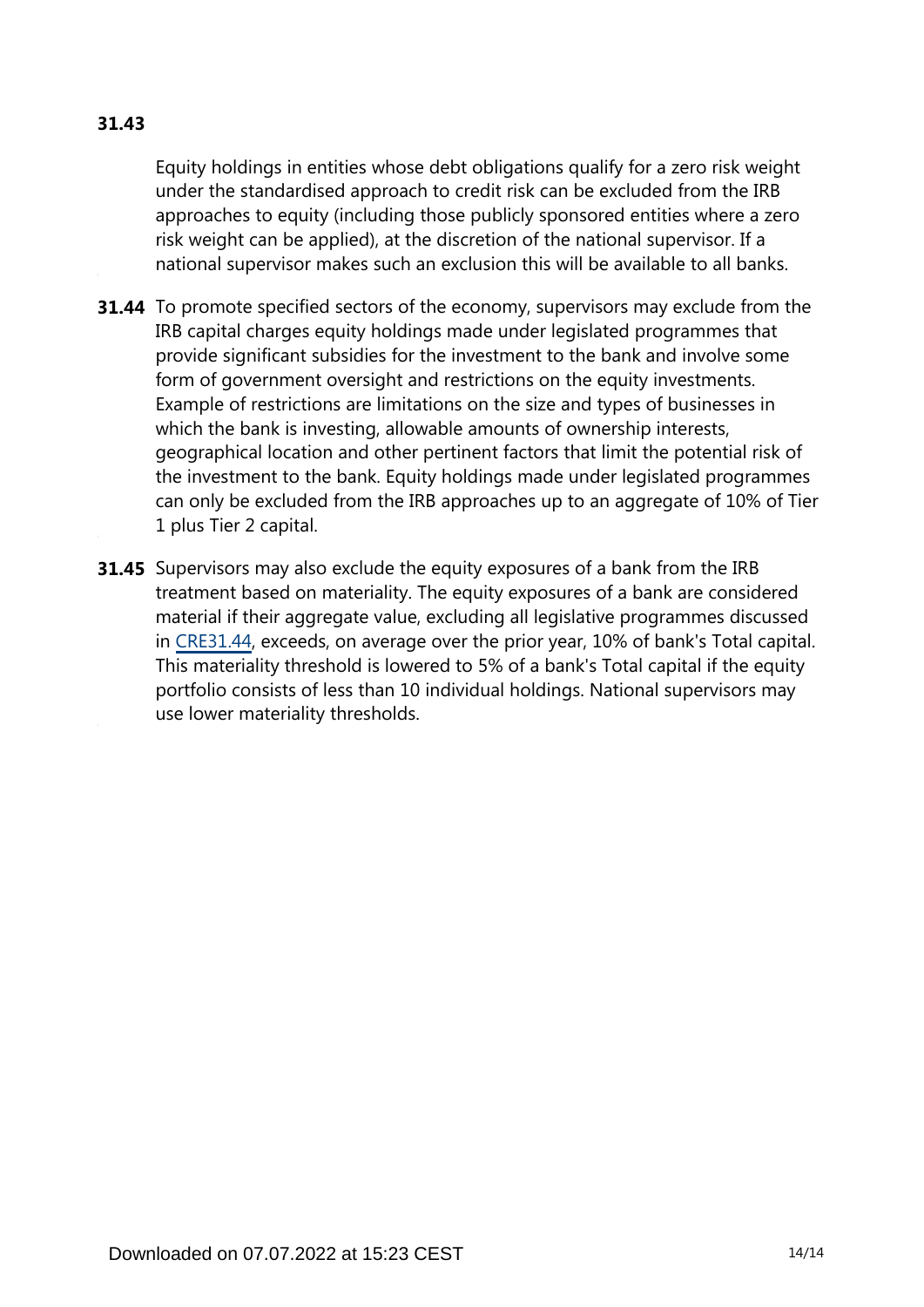**31.43** Equity holdings in entities whose debt obligations qualify for a zero risk weight under the standardised approach to credit risk can be excluded from the IRB approaches to equity (including those publicly sponsored entities where a zero risk weight can be applied), at the discretion of the national supervisor. If a national supervisor makes such an exclusion this will be available to all banks.

**31.44** To promote specified sectors of the economy, supervisors may exclude from the IRB capital charges equity holdings made under legislated programmes that provide significant subsidies for the investment to the bank and involve some form of government oversight and restrictions on the equity investments. Example of restrictions are limitations on the size and types of businesses in which the bank is investing, allowable amounts of ownership interests, geographical location and other pertinent factors that limit the potential risk of the investment to the bank. Equity holdings made under legislated programmes can only be excluded from the IRB approaches up to an aggregate of 10% of Tier 1 plus Tier 2 capital.

**31.45** Supervisors may also exclude the equity exposures of a bank from the IRB treatment based on materiality. The equity exposures of a bank are considered material if their aggregate value, excluding all legislative programmes discussed in CRE31.44, exceeds, on average over the prior year, 10% of bank's Total capital. This materiality threshold is lowered to 5% of a bank's Total capital if the equity portfolio consists of less than 10 individual holdings. National supervisors may use lower materiality thresholds.